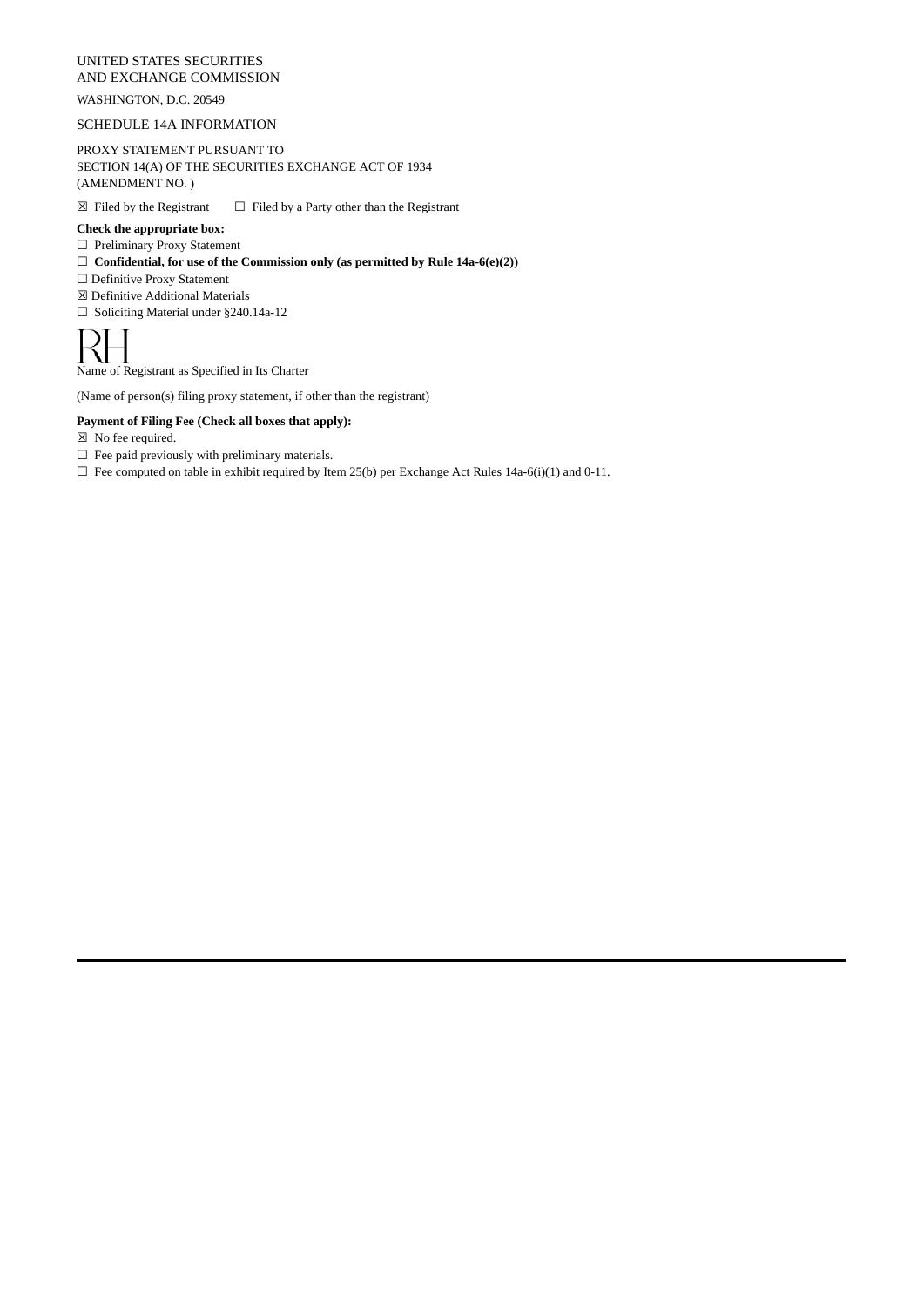UNITED STATES SECURITIES
AND EXCHANGE COMMISSION

WASHINGTON, D.C. 20549

SCHEDULE 14A INFORMATION

PROXY STATEMENT PURSUANT TO
SECTION 14(A) OF THE SECURITIES EXCHANGE ACT OF 1934
(AMENDMENT NO. )

☒ Filed by the Registrant ☐ Filed by a Party other than the Registrant

**Check the appropriate box:**

☐ Preliminary Proxy Statement
☐ **Confidential, for use of the Commission only (as permitted by Rule 14a-6(e)(2))**
☐ Definitive Proxy Statement
☒ Definitive Additional Materials
☐ Soliciting Material under §240.14a-12

RH

Name of Registrant as Specified in Its Charter

(Name of person(s) filing proxy statement, if other than the registrant)

**Payment of Filing Fee (Check all boxes that apply):**

☒ No fee required.
☐ Fee paid previously with preliminary materials.
☐ Fee computed on table in exhibit required by Item 25(b) per Exchange Act Rules 14a-6(i)(1) and 0-11.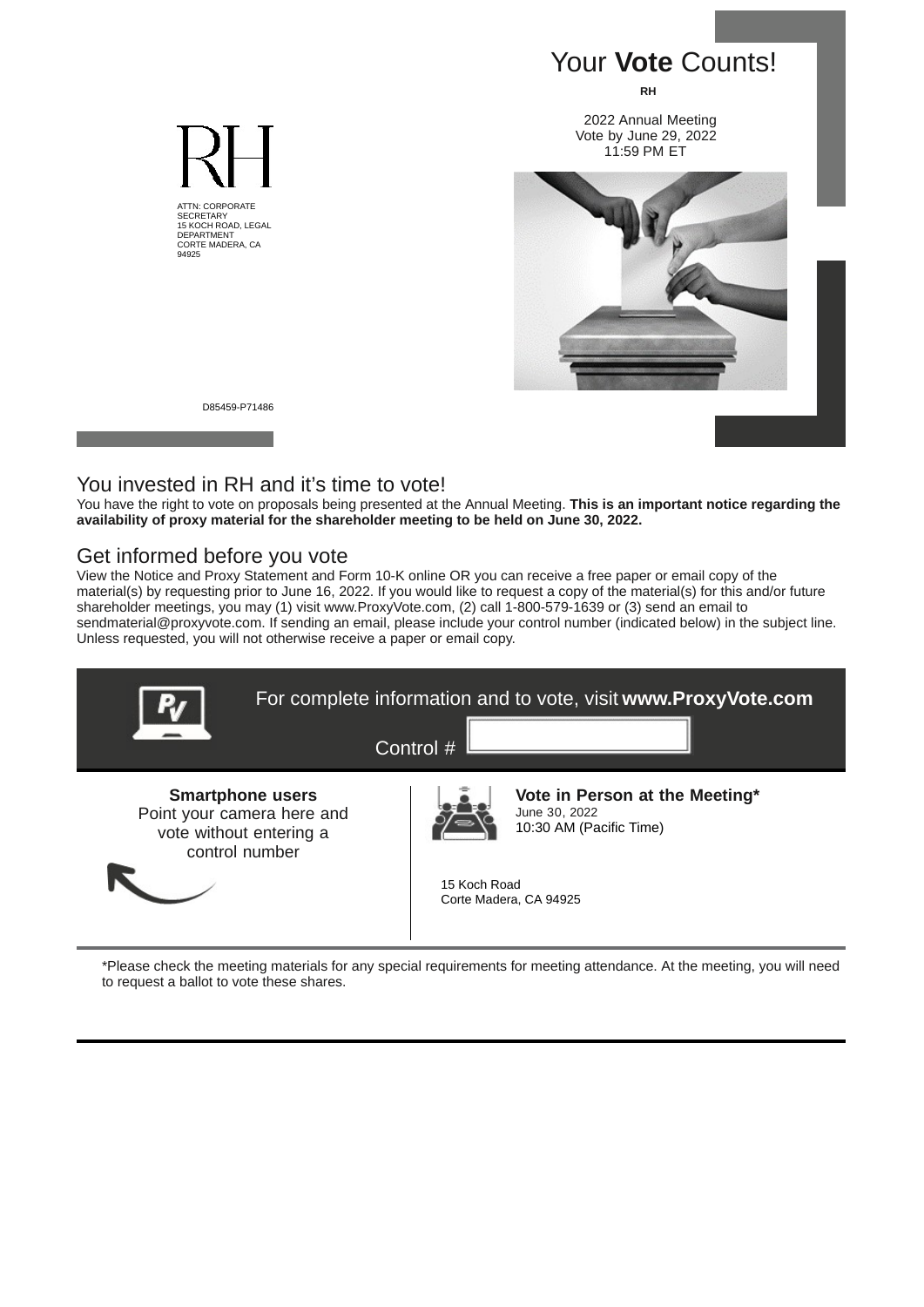# Your **Vote** Counts!

**RH**

2022 Annual Meeting
Vote by June 29, 2022
11:59 PM ET

RH

ATTN: CORPORATE SECRETARY
15 KOCH ROAD, LEGAL DEPARTMENT
CORTE MADERA, CA 94925

D85459-P71486

## You invested in RH and it's time to vote!

You have the right to vote on proposals being presented at the Annual Meeting. **This is an important notice regarding the availability of proxy material for the shareholder meeting to be held on June 30, 2022.**

## Get informed before you vote

View the Notice and Proxy Statement and Form 10-K online OR you can receive a free paper or email copy of the material(s) by requesting prior to June 16, 2022. If you would like to request a copy of the material(s) for this and/or future shareholder meetings, you may (1) visit www.ProxyVote.com, (2) call 1-800-579-1639 or (3) send an email to sendmaterial@proxyvote.com. If sending an email, please include your control number (indicated below) in the subject line. Unless requested, you will not otherwise receive a paper or email copy.

For complete information and to vote, visit **www.ProxyVote.com**

Control #

**Smartphone users**
Point your camera here and vote without entering a control number

**Vote in Person at the Meeting***
June 30, 2022
10:30 AM (Pacific Time)

15 Koch Road
Corte Madera, CA 94925

*Please check the meeting materials for any special requirements for meeting attendance. At the meeting, you will need to request a ballot to vote these shares.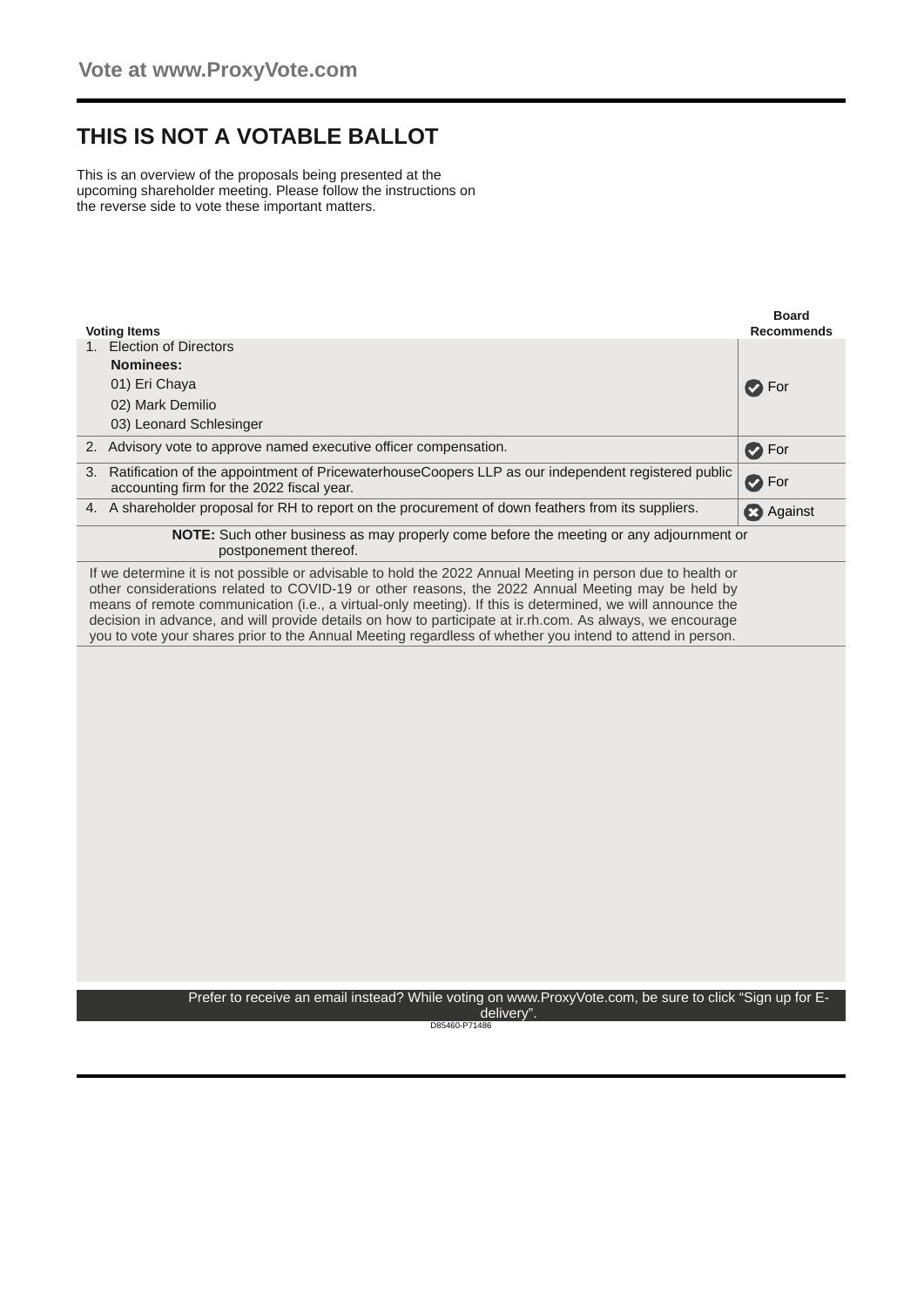Vote at www.ProxyVote.com

## THIS IS NOT A VOTABLE BALLOT

This is an overview of the proposals being presented at the upcoming shareholder meeting. Please follow the instructions on the reverse side to vote these important matters.

| Voting Items | Board Recommends |
|---|---|
| 1. Election of Directors<br>**Nominees:**<br>01) Eri Chaya<br>02) Mark Demilio<br>03) Leonard Schlesinger | For |
| 2. Advisory vote to approve named executive officer compensation. | For |
| 3. Ratification of the appointment of PricewaterhouseCoopers LLP as our independent registered public accounting firm for the 2022 fiscal year. | For |
| 4. A shareholder proposal for RH to report on the procurement of down feathers from its suppliers. | Against |

**NOTE:** Such other business as may properly come before the meeting or any adjournment or postponement thereof.

If we determine it is not possible or advisable to hold the 2022 Annual Meeting in person due to health or other considerations related to COVID-19 or other reasons, the 2022 Annual Meeting may be held by means of remote communication (i.e., a virtual-only meeting). If this is determined, we will announce the decision in advance, and will provide details on how to participate at ir.rh.com. As always, we encourage you to vote your shares prior to the Annual Meeting regardless of whether you intend to attend in person.

Prefer to receive an email instead? While voting on www.ProxyVote.com, be sure to click “Sign up for E-delivery”.

D85460-P71486